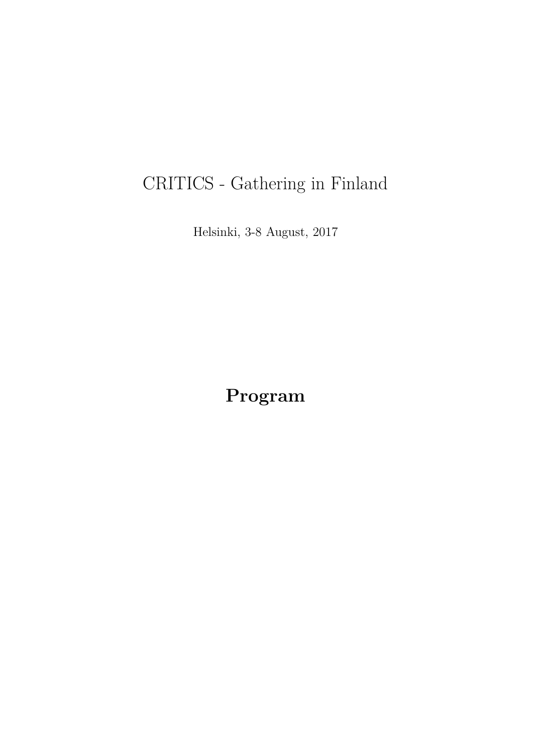# CRITICS - Gathering in Finland

Helsinki, 3-8 August, 2017

## Program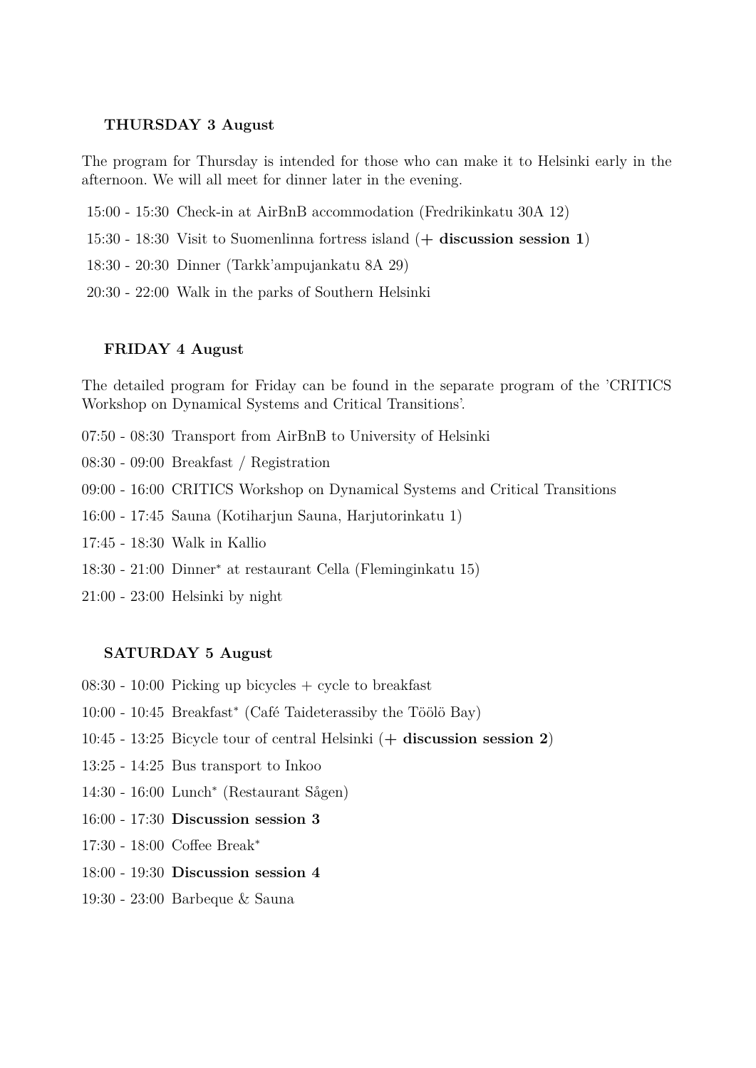**THURSDAY 3 August**

The program for Thursday is intended for those who can make it to Helsinki early in the afternoon. We will all meet for dinner later in the evening.

15:00 - 15:30 Check-in at AirBnB accommodation (Fredrikinkatu 30A 12)

15:30 - 18:30 Visit to Suomenlinna fortress island (**+ discussion session 1**)

18:30 - 20:30 Dinner (Tarkk'ampujankatu 8A 29)

20:30 - 22:00 Walk in the parks of Southern Helsinki

**FRIDAY 4 August**

The detailed program for Friday can be found in the separate program of the 'CRITICS Workshop on Dynamical Systems and Critical Transitions'.

07:50 - 08:30 Transport from AirBnB to University of Helsinki

08:30 - 09:00 Breakfast / Registration

09:00 - 16:00 CRITICS Workshop on Dynamical Systems and Critical Transitions

16:00 - 17:45 Sauna (Kotiharjun Sauna, Harjutorinkatu 1)

17:45 - 18:30 Walk in Kallio

18:30 - 21:00 Dinner* at restaurant Cella (Fleminginkatu 15)

21:00 - 23:00 Helsinki by night

**SATURDAY 5 August**

08:30 - 10:00 Picking up bicycles + cycle to breakfast

10:00 - 10:45 Breakfast* (Café Taideterassiby the Töölö Bay)

10:45 - 13:25 Bicycle tour of central Helsinki (**+ discussion session 2**)

13:25 - 14:25 Bus transport to Inkoo

14:30 - 16:00 Lunch* (Restaurant Sågen)

16:00 - 17:30 **Discussion session 3**

17:30 - 18:00 Coffee Break*

18:00 - 19:30 **Discussion session 4**

19:30 - 23:00 Barbeque & Sauna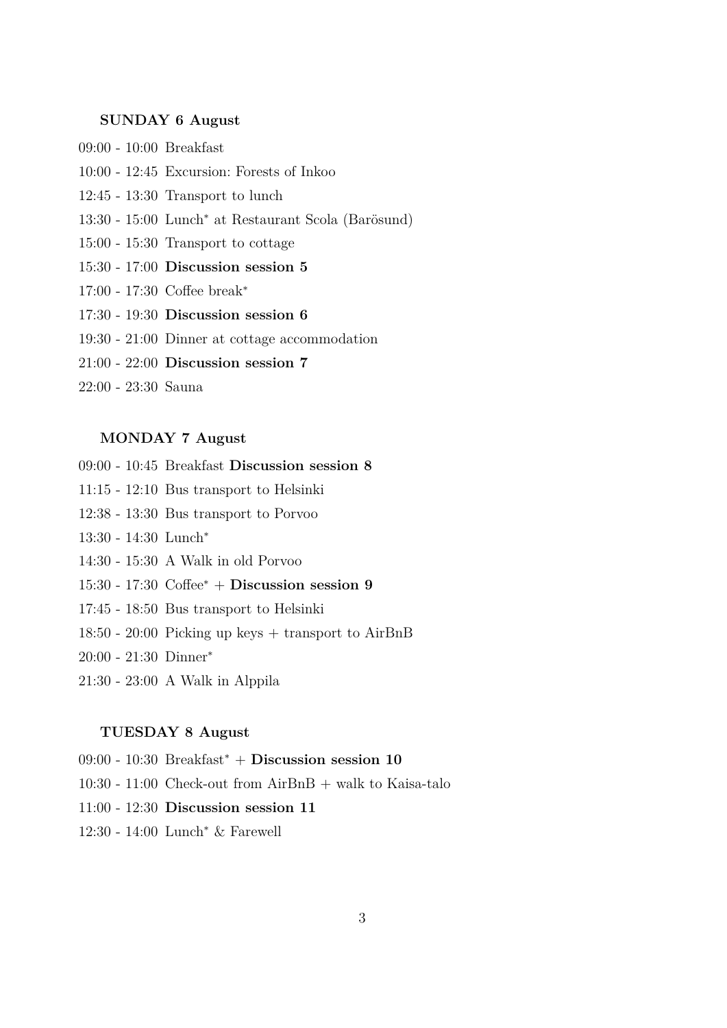**SUNDAY 6 August**

09:00 - 10:00 Breakfast

10:00 - 12:45 Excursion: Forests of Inkoo

12:45 - 13:30 Transport to lunch

13:30 - 15:00 Lunch* at Restaurant Scola (Barösund)

15:00 - 15:30 Transport to cottage

15:30 - 17:00 **Discussion session 5**

17:00 - 17:30 Coffee break*

17:30 - 19:30 **Discussion session 6**

19:30 - 21:00 Dinner at cottage accommodation

21:00 - 22:00 **Discussion session 7**

22:00 - 23:30 Sauna

**MONDAY 7 August**

09:00 - 10:45 Breakfast **Discussion session 8**

11:15 - 12:10 Bus transport to Helsinki

12:38 - 13:30 Bus transport to Porvoo

13:30 - 14:30 Lunch*

14:30 - 15:30 A Walk in old Porvoo

15:30 - 17:30 Coffee* + **Discussion session 9**

17:45 - 18:50 Bus transport to Helsinki

18:50 - 20:00 Picking up keys + transport to AirBnB

20:00 - 21:30 Dinner*

21:30 - 23:00 A Walk in Alppila

**TUESDAY 8 August**

09:00 - 10:30 Breakfast* + **Discussion session 10**

10:30 - 11:00 Check-out from AirBnB + walk to Kaisa-talo

11:00 - 12:30 **Discussion session 11**

12:30 - 14:00 Lunch* & Farewell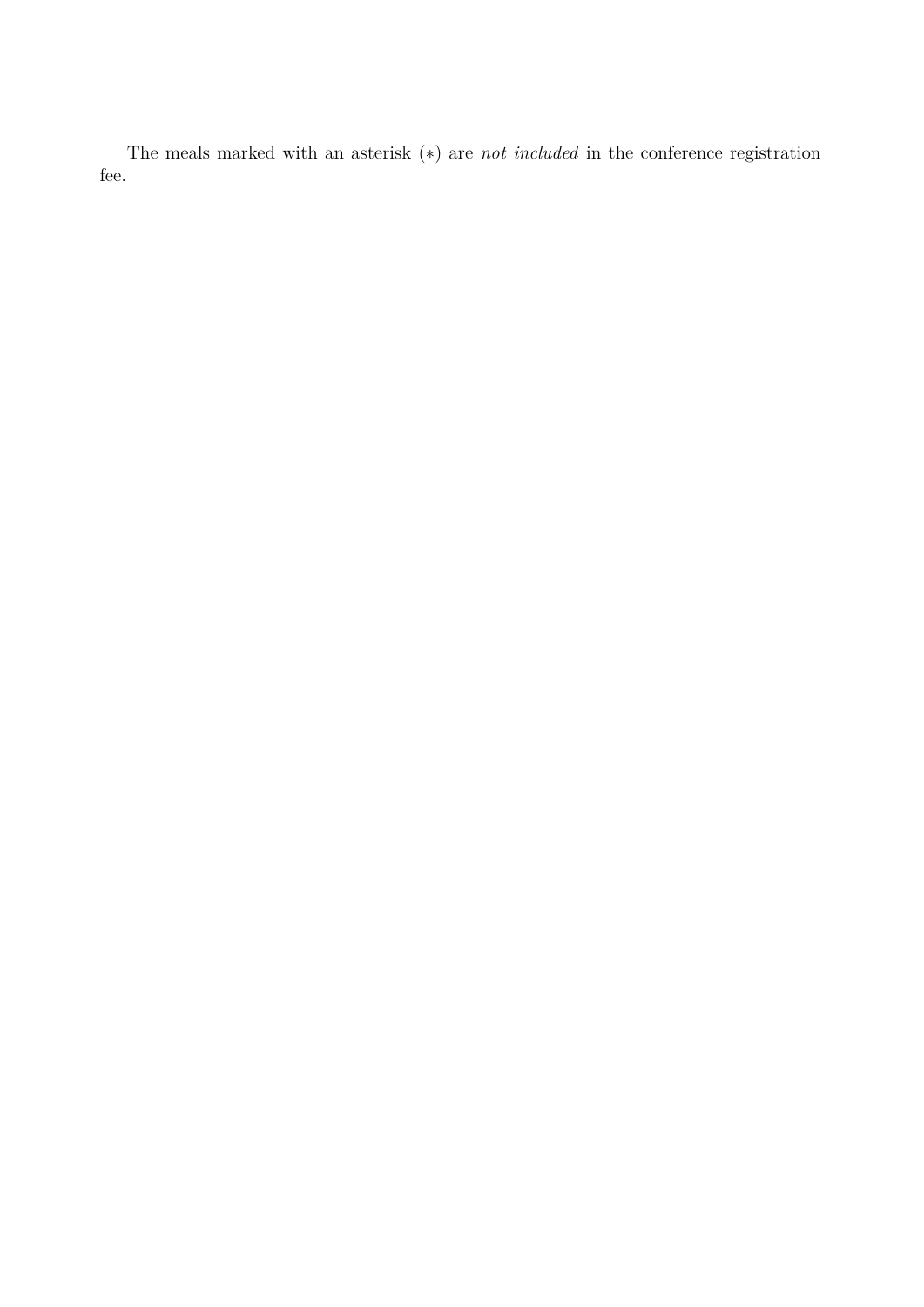The meals marked with an asterisk ($*$) are *not included* in the conference registration fee.